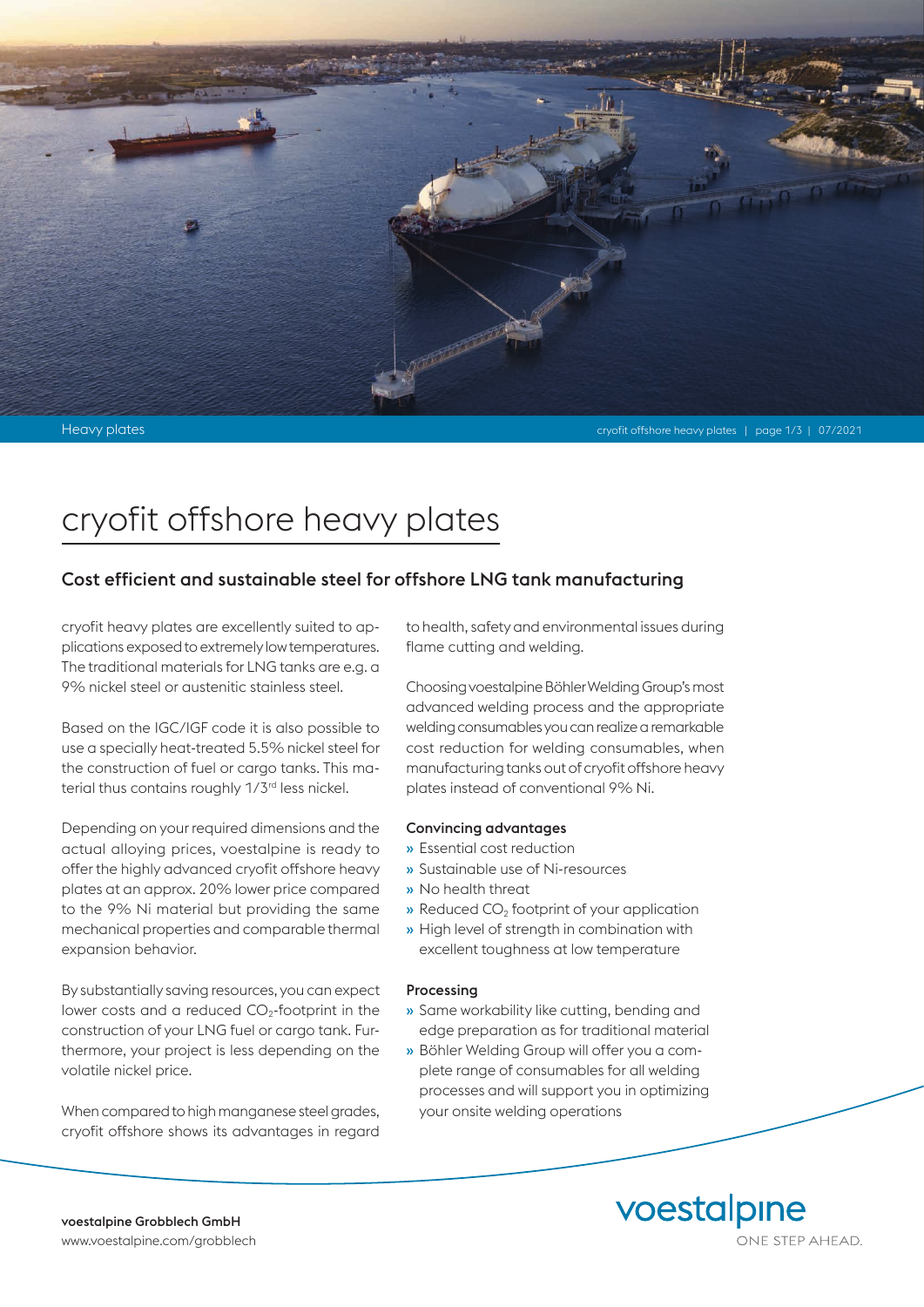# cryofit offshore heavy plates

## Cost efficient and sustainable steel for offshore LNG tank manufacturing

cryofit heavy plates are excellently suited to applications exposed to extremely low temperatures. The traditional materials for LNG tanks are e.g. a 9% nickel steel or austenitic stainless steel.

Based on the IGC/IGF code it is also possible to use a specially heat-treated 5.5% nickel steel for the construction of fuel or cargo tanks. This material thus contains roughly 1/3rd less nickel.

Depending on your required dimensions and the actual alloying prices, voestalpine is ready to offer the highly advanced cryofit offshore heavy plates at an approx. 20% lower price compared to the 9% Ni material but providing the same mechanical properties and comparable thermal expansion behavior.

By substantially saving resources, you can expect lower costs and a reduced $CO_2$-footprint in the construction of your LNG fuel or cargo tank. Furthermore, your project is less depending on the volatile nickel price.

When compared to high manganese steel grades, cryofit offshore shows its advantages in regard to health, safety and environmental issues during flame cutting and welding.

Choosing voestalpine Böhler Welding Group's most advanced welding process and the appropriate welding consumables you can realize a remarkable cost reduction for welding consumables, when manufacturing tanks out of cryofit offshore heavy plates instead of conventional 9% Ni.

### Convincing advantages

- Essential cost reduction
- Sustainable use of Ni-resources
- No health threat
- Reduced $CO_2$ footprint of your application
- High level of strength in combination with excellent toughness at low temperature

### Processing

- Same workability like cutting, bending and edge preparation as for traditional material
- Böhler Welding Group will offer you a complete range of consumables for all welding processes and will support you in optimizing your onsite welding operations

**voestalpine Grobblech GmbH**
www.voestalpine.com/grobblech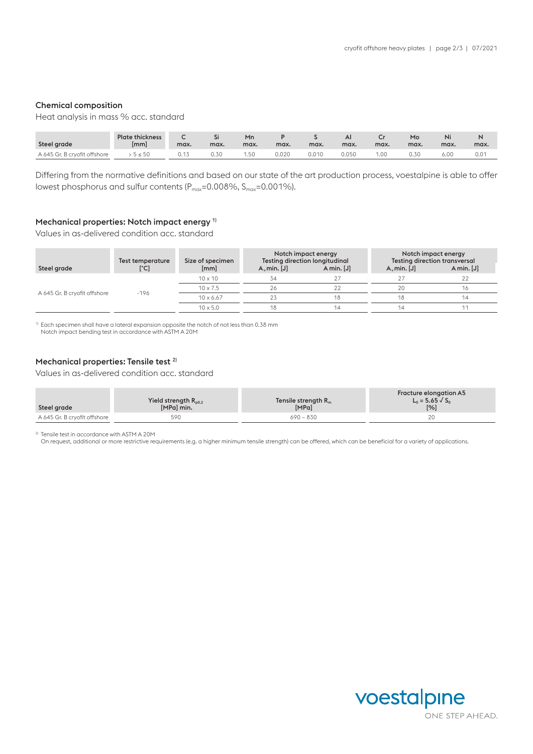## Chemical composition

Heat analysis in mass % acc. standard

| Steel grade | Plate thickness [mm] | C max. | Si max. | Mn max. | P max. | S max. | Al max. | Cr max. | Mo max. | Ni max. | N max. |
|---|---|---|---|---|---|---|---|---|---|---|---|
| A 645 Gr. B cryofit offshore | > 5 ≤ 50 | 0.13 | 0.30 | 1.50 | 0.020 | 0.010 | 0.050 | 1.00 | 0.30 | 6.00 | 0.01 |

Differing from the normative definitions and based on our state of the art production process, voestalpine is able to offer lowest phosphorus and sulfur contents ($P_{max}$=0.008%, $S_{max}$=0.001%).

## Mechanical properties: Notch impact energy [1)]

Values in as-delivered condition acc. standard

| Steel grade | Test temperature [°C] | Size of specimen [mm] | Notch impact energy Testing direction longitudinal | | Notch impact energy Testing direction transversal | |
|---|---|---|---|---|---|---|
| | | | $A_v$ min. [J] | A min. [J] | $A_v$ min. [J] | A min. [J] |
| A 645 Gr. B cryofit offshore | -196 | 10 x 10 | 34 | 27 | 27 | 22 |
| | | 10 x 7.5 | 26 | 22 | 20 | 16 |
| | | 10 x 6.67 | 23 | 18 | 18 | 14 |
| | | 10 x 5.0 | 18 | 14 | 14 | 11 |

[1)] Each specimen shall have a lateral expansion opposite the notch of not less than 0.38 mm
Notch impact bending test in accordance with ASTM A 20M

## Mechanical properties: Tensile test [2)]

Values in as-delivered condition acc. standard

| Steel grade | Yield strength $R_{p0.2}$ [MPa] min. | Tensile strength $R_m$ [MPa] | Fracture elongation A5 $L_0 = 5.65 \sqrt{S_0}$ [%] |
|---|---|---|---|
| A 645 Gr. B cryofit offshore | 590 | 690 – 830 | 20 |

[2)] Tensile test in accordance with ASTM A 20M
On request, additional or more restrictive requirements (e.g. a higher minimum tensile strength) can be offered, which can be beneficial for a variety of applications.

voestalpine
ONE STEP AHEAD.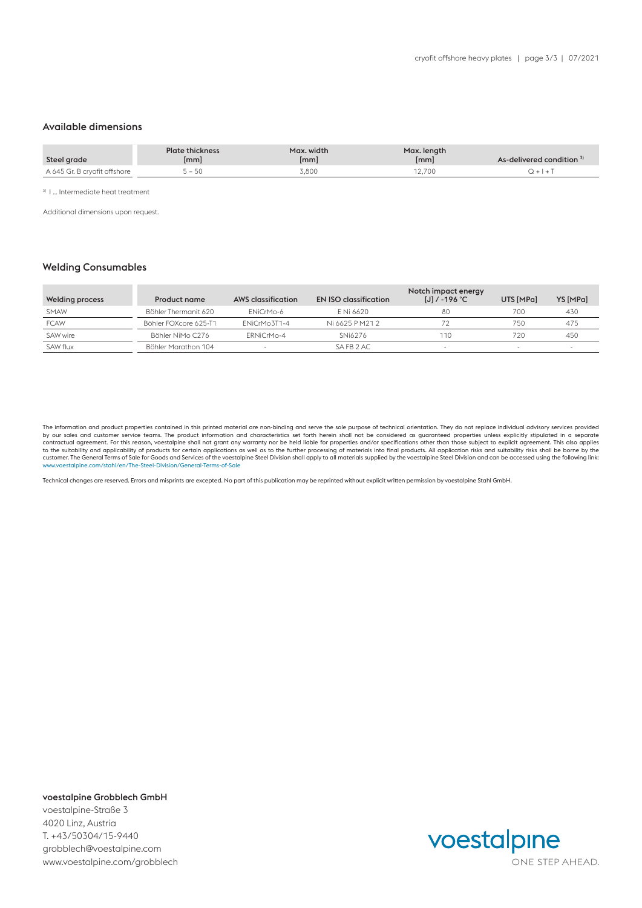## Available dimensions

| Steel grade | Plate thickness [mm] | Max. width [mm] | Max. length [mm] | As-delivered condition [3] |
|---|---|---|---|---|
| A 645 Gr. B cryofit offshore | 5 – 50 | 3,800 | 12,700 | Q + I + T |

[3] I … Intermediate heat treatment

Additional dimensions upon request.

## Welding Consumables

| Welding process | Product name | AWS classification | EN ISO classification | Notch impact energy [J] / -196 °C | UTS [MPa] | YS [MPa] |
|---|---|---|---|---|---|---|
| SMAW | Böhler Thermanit 620 | ENiCrMo-6 | E Ni 6620 | 80 | 700 | 430 |
| FCAW | Böhler FOXcore 625-T1 | ENiCrMo3T1-4 | Ni 6625 P M21 2 | 72 | 750 | 475 |
| SAW wire | Böhler NiMo C276 | ERNiCrMo-4 | SNi6276 | 110 | 720 | 450 |
| SAW flux | Böhler Marathon 104 | - | SA FB 2 AC | - | - | - |

The information and product properties contained in this printed material are non-binding and serve the sole purpose of technical orientation. They do not replace individual advisory services provided by our sales and customer service teams. The product information and characteristics set forth herein shall not be considered as guaranteed properties unless explicitly stipulated in a separate contractual agreement. For this reason, voestalpine shall not grant any warranty nor be held liable for properties and/or specifications other than those subject to explicit agreement. This also applies to the suitability and applicability of products for certain applications as well as to the further processing of materials into final products. All application risks and suitability risks shall be borne by the customer. The General Terms of Sale for Goods and Services of the voestalpine Steel Division shall apply to all materials supplied by the voestalpine Steel Division and can be accessed using the following link: www.voestalpine.com/stahl/en/The-Steel-Division/General-Terms-of-Sale

Technical changes are reserved. Errors and misprints are excepted. No part of this publication may be reprinted without explicit written permission by voestalpine Stahl GmbH.

**voestalpine Grobblech GmbH**
voestalpine-Straße 3
4020 Linz, Austria
T. +43/50304/15-9440
grobblech@voestalpine.com
www.voestalpine.com/grobblech

voestalpine
ONE STEP AHEAD.